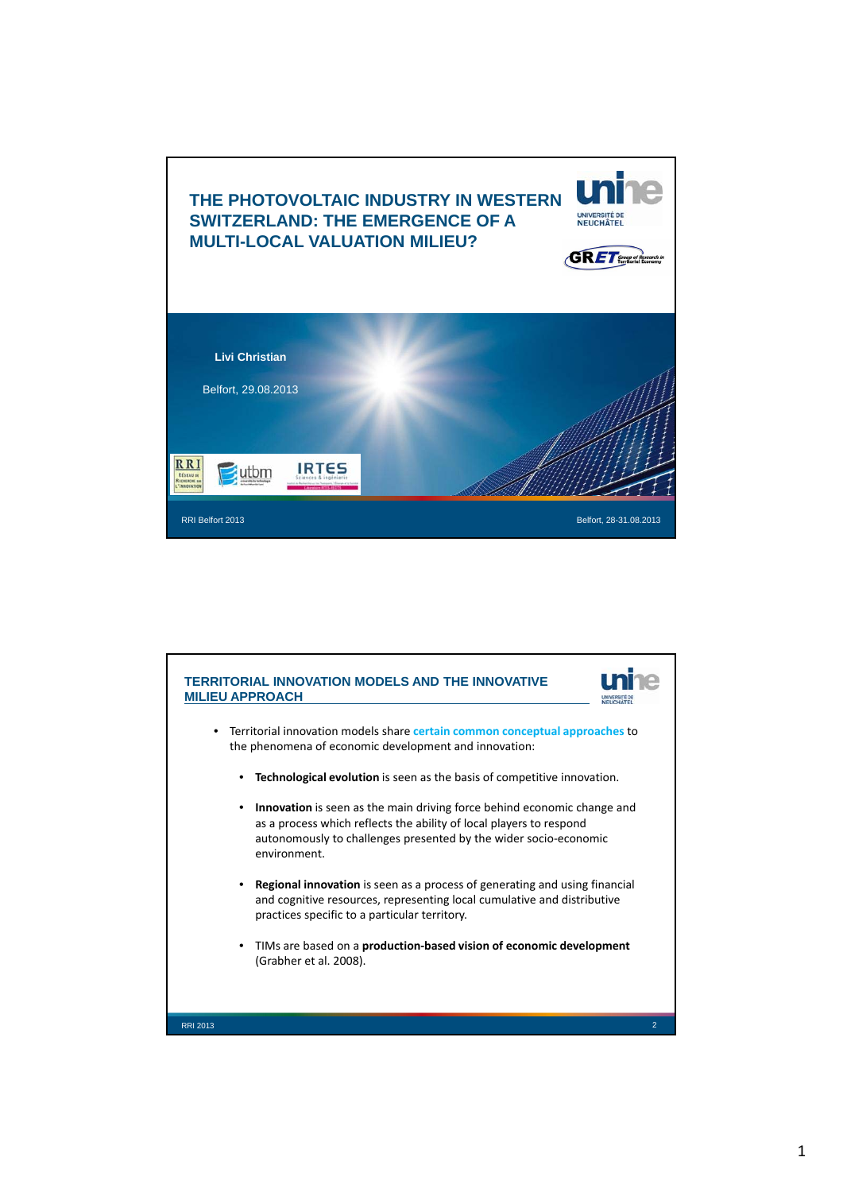# THE PHOTOVOLTAIC INDUSTRY IN WESTERN SWITZERLAND: THE EMERGENCE OF A MULTI-LOCAL VALUATION MILIEU?

**Livi Christian**

Belfort, 29.08.2013

RRI Belfort 2013

Belfort, 28-31.08.2013

## TERRITORIAL INNOVATION MODELS AND THE INNOVATIVE MILIEU APPROACH

- Territorial innovation models share **certain common conceptual approaches** to the phenomena of economic development and innovation:
  - **Technological evolution** is seen as the basis of competitive innovation.
  - **Innovation** is seen as the main driving force behind economic change and as a process which reflects the ability of local players to respond autonomously to challenges presented by the wider socio-economic environment.
  - **Regional innovation** is seen as a process of generating and using financial and cognitive resources, representing local cumulative and distributive practices specific to a particular territory.
  - TIMs are based on a **production-based vision of economic development** (Grabher et al. 2008).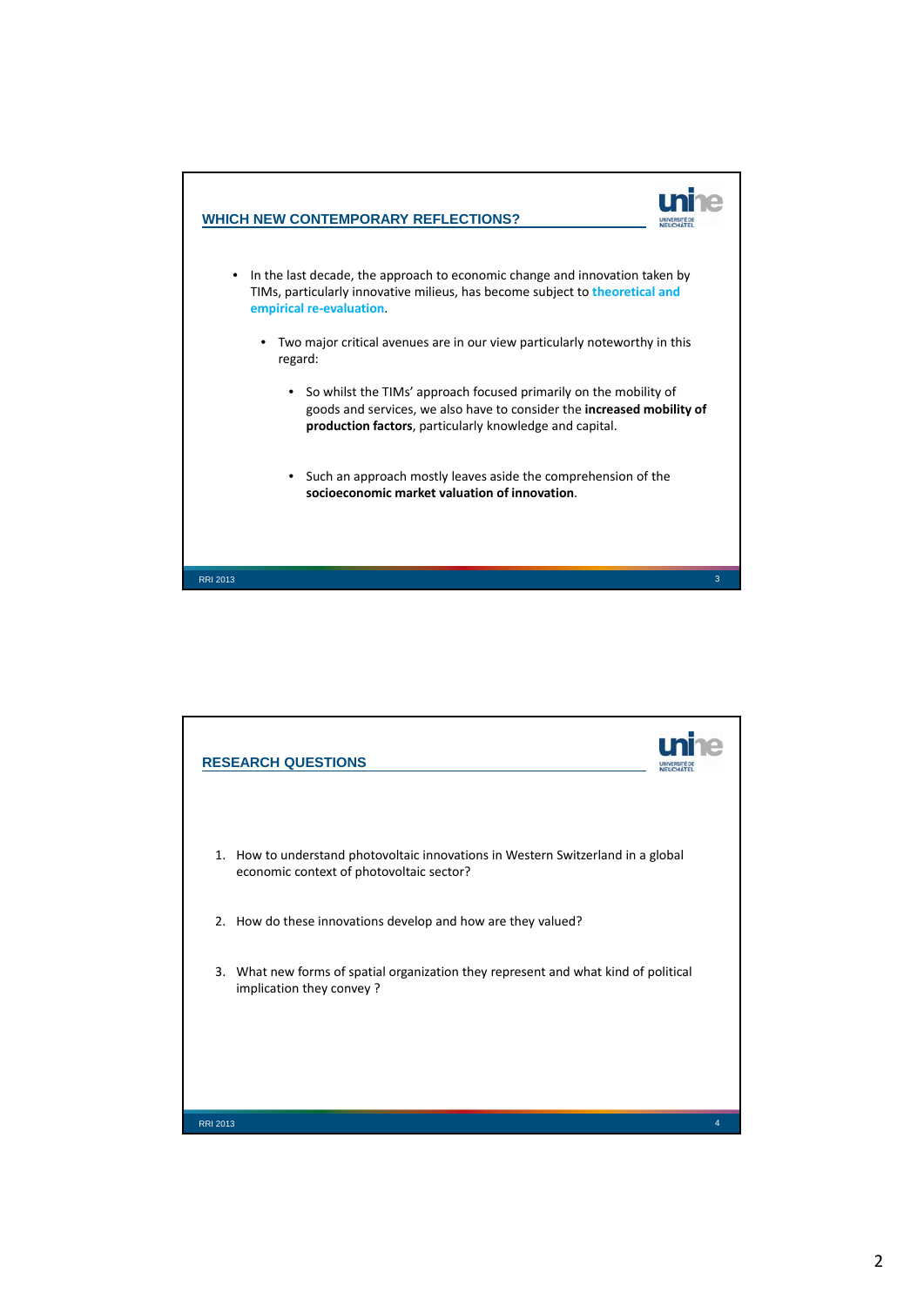## WHICH NEW CONTEMPORARY REFLECTIONS?

- In the last decade, the approach to economic change and innovation taken by TIMs, particularly innovative milieus, has become subject to theoretical and empirical re-evaluation.
  - Two major critical avenues are in our view particularly noteworthy in this regard:
    - So whilst the TIMs' approach focused primarily on the mobility of goods and services, we also have to consider the **increased mobility of production factors**, particularly knowledge and capital.
    - Such an approach mostly leaves aside the comprehension of the **socioeconomic market valuation of innovation**.

## RESEARCH QUESTIONS

1. How to understand photovoltaic innovations in Western Switzerland in a global economic context of photovoltaic sector?
2. How do these innovations develop and how are they valued?
3. What new forms of spatial organization they represent and what kind of political implication they convey ?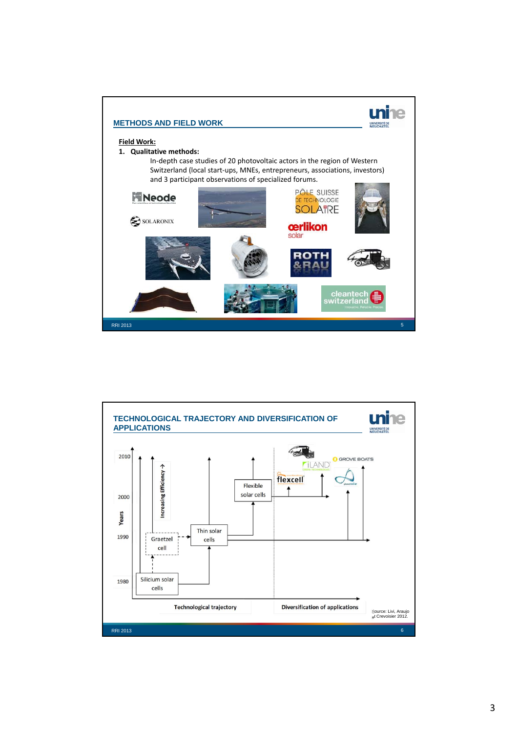## METHODS AND FIELD WORK

**Field Work:**

1. **Qualitative methods:**

   In-depth case studies of 20 photovoltaic actors in the region of Western Switzerland (local start-ups, MNEs, entrepreneurs, associations, investors) and 3 participant observations of specialized forums.

## TECHNOLOGICAL TRAJECTORY AND DIVERSIFICATION OF APPLICATIONS

Years: 1980, 1990, 2000, 2010

Increasing Efficiency →

Silicium solar cells → Graetzel cell; Thin solar cells → Flexible solar cells

Technological trajectory | Diversification of applications

iLAND, flexcell, GROVE BOATS, planetsolar

Source: Livi, Araujo et Crevoisier 2012.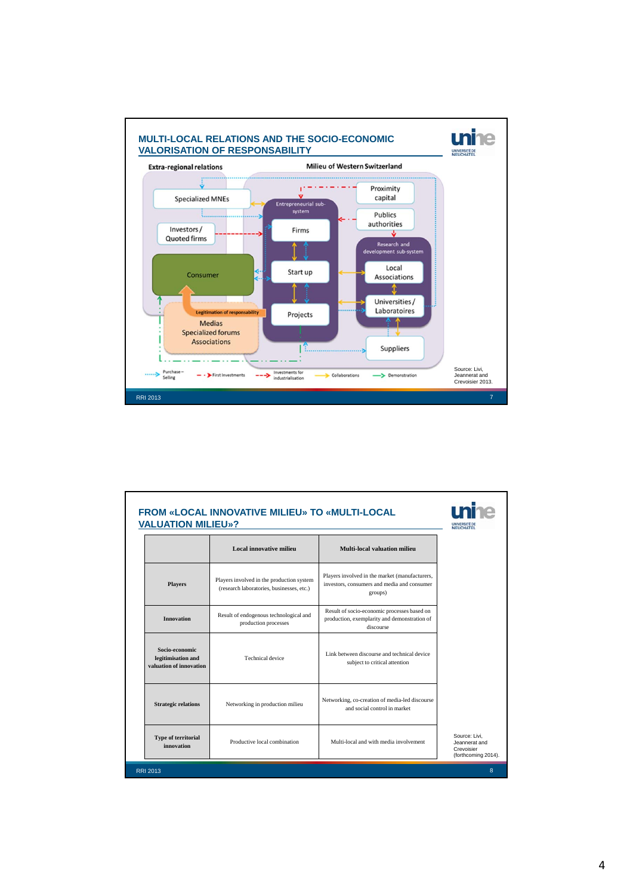## MULTI-LOCAL RELATIONS AND THE SOCIO-ECONOMIC VALORISATION OF RESPONSABILITY

**Extra-regional relations** | **Milieu of Western Switzerland**

- Specialized MNEs
- Investors / Quoted firms
- Consumer
- Legitimation of responsability
- Medias, Specialized forums, Associations
- Entrepreneurial sub-system: Firms, Start up, Projects
- Proximity capital
- Publics authorities
- Research and development sub-system: Local Associations, Universities / Laboratoires
- Suppliers

Legend: Purchase – Selling; First Investments; Investments for industrialisation; Collaborations; Demonstration

Source: Livi, Jeannerat and Crevoisier 2013.

## FROM «LOCAL INNOVATIVE MILIEU» TO «MULTI-LOCAL VALUATION MILIEU»?

| | Local innovative milieu | Multi-local valuation milieu |
|---|---|---|
| **Players** | Players involved in the production system (research laboratories, businesses, etc.) | Players involved in the market (manufacturers, investors, consumers and media and consumer groups) |
| **Innovation** | Result of endogenous technological and production processes | Result of socio-economic processes based on production, exemplarity and demonstration of discourse |
| **Socio-economic legitimisation and valuation of innovation** | Technical device | Link between discourse and technical device subject to critical attention |
| **Strategic relations** | Networking in production milieu | Networking, co-creation of media-led discourse and social control in market |
| **Type of territorial innovation** | Productive local combination | Multi-local and with media involvement |

Source: Livi, Jeannerat and Crevoisier (forthcoming 2014).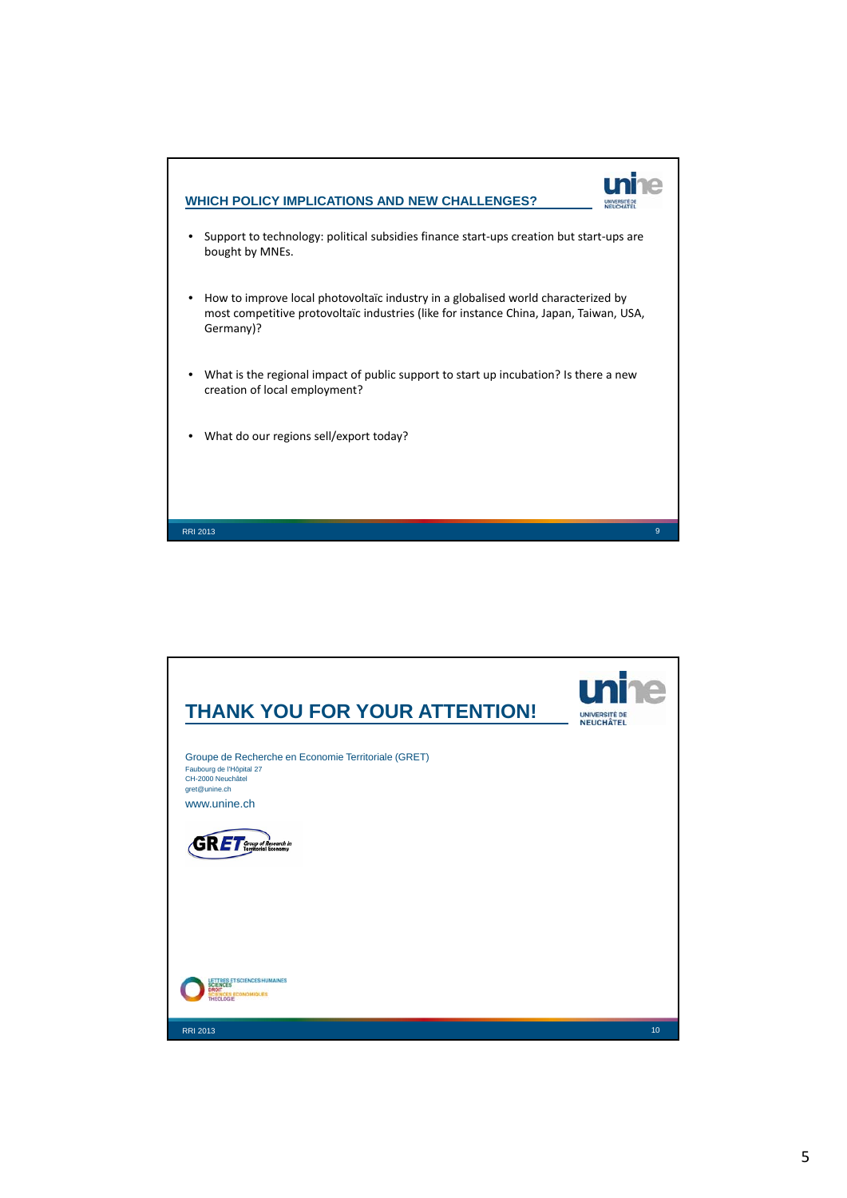## WHICH POLICY IMPLICATIONS AND NEW CHALLENGES?

- Support to technology: political subsidies finance start-ups creation but start-ups are bought by MNEs.
- How to improve local photovoltaïc industry in a globalised world characterized by most competitive protovoltaïc industries (like for instance China, Japan, Taiwan, USA, Germany)?
- What is the regional impact of public support to start up incubation? Is there a new creation of local employment?
- What do our regions sell/export today?

## THANK YOU FOR YOUR ATTENTION!

Groupe de Recherche en Economie Territoriale (GRET)
Faubourg de l'Hôpital 27
CH-2000 Neuchâtel
gret@unine.ch

www.unine.ch